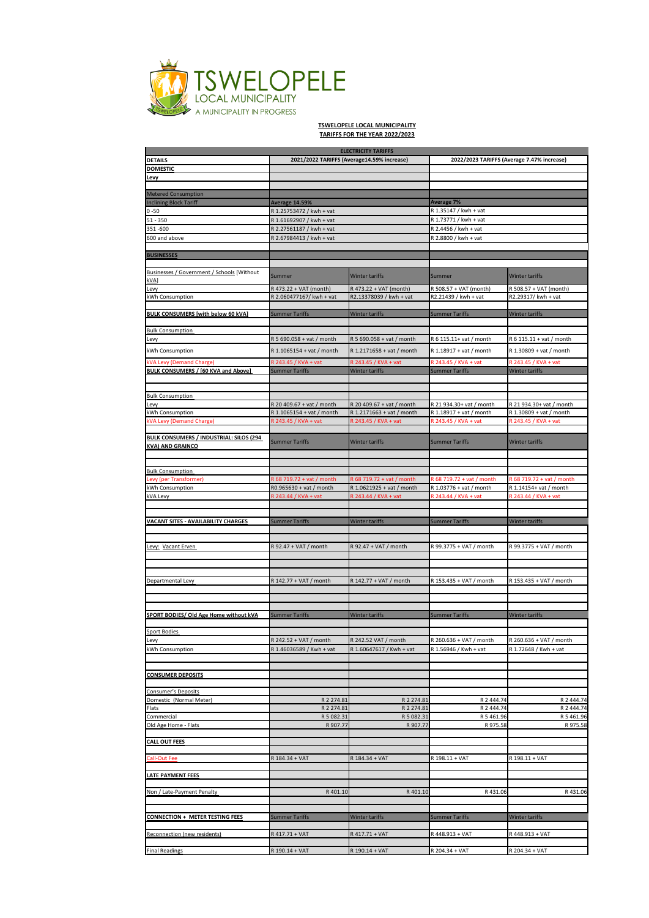TSWELOPELE LOCAL MUNICIPALITY
A MUNICIPALITY IN PROGRESS

**TSWELOPELE LOCAL MUNICIPALITY**
**TARIFFS FOR THE YEAR 2022/2023**

| ELECTRICITY TARIFFS | | | | |
|---|---|---|---|---|
| **DETAILS** | **2021/2022 TARIFFS (Average14.59% increase)** | | **2022/2023 TARIFFS (Average 7.47% increase)** | |
| **DOMESTIC** | | | | |
| **Levy** | | | | |
| | | | | |
| Metered Consumption | | | | |
| Inclining Block Tariff | **Average 14.59%** | | **Average 7%** | |
| 0 -50 | R 1.25753472 / kwh + vat | | R 1.35147 / kwh + vat | |
| 51 - 350 | R 1.61692907 / kwh + vat | | R 1.73771 / kwh + vat | |
| 351 -600 | R 2.27561187 / kwh + vat | | R 2.4456 / kwh + vat | |
| 600 and above | R 2.67984413 / kwh + vat | | R 2.8800 / kwh + vat | |
| | | | | |
| **BUSINESSES** | | | | |
| | | | | |
| Businesses / Government / Schools [Without kVA] | Summer | Winter tariffs | Summer | Winter tariffs |
| Levy | R 473.22 + VAT (month) | R 473.22 + VAT (month) | R 508.57 + VAT (month) | R 508.57 + VAT (month) |
| kWh Consumption | R 2.060477167/ kwh + vat | R2.13378039 / kwh + vat | R2.21439 / kwh + vat | R2.29317/ kwh + vat |
| | | | | |
| **BULK CONSUMERS [with below 60 kVA]** | Summer Tariffs | Winter tariffs | Summer Tariffs | Winter tariffs |
| | | | | |
| Bulk Consumption | | | | |
| Levy | R 5 690.058 + vat / month | R 5 690.058 + vat / month | R 6 115.11+ vat / month | R 6 115.11 + vat / month |
| kWh Consumption | R 1.1065154 + vat / month | R 1.2171658 + vat / month | R 1.18917 + vat / month | R 1.30809 + vat / month |
| kVA Levy (Demand Charge) | R 243.45 / KVA + vat | R 243.45 / KVA + vat | R 243.45 / KVA + vat | R 243.45 / KVA + vat |
| **BULK CONSUMERS / [60 KVA and Above]** | Summer Tariffs | Winter tariffs | Summer Tariffs | Winter tariffs |
| | | | | |
| | | | | |
| Bulk Consumption | | | | |
| Levy | R 20 409.67 + vat / month | R 20 409.67 + vat / month | R 21 934.30+ vat / month | R 21 934.30+ vat / month |
| kWh Consumption | R 1.1065154 + vat / month | R 1.2171663 + vat / month | R 1.18917 + vat / month | R 1.30809 + vat / month |
| kVA Levy (Demand Charge) | R 243.45 / KVA + vat | R 243.45 / KVA + vat | R 243.45 / KVA + vat | R 243.45 / KVA + vat |
| | | | | |
| **BULK CONSUMERS / INDUSTRIAL: SILOS (294 KVA) AND GRAINCO** | Summer Tariffs | Winter tariffs | Summer Tariffs | Winter tariffs |
| | | | | |
| | | | | |
| Bulk Consumption | | | | |
| Levy (per Transformer) | R 68 719.72 + vat / month | R 68 719.72 + vat / month | R 68 719.72 + vat / month | R 68 719.72 + vat / month |
| kWh Consumption | R0.965630 + vat / month | R 1.0621925 + vat / month | R 1.03776 + vat / month | R 1.14154+ vat / month |
| kVA Levy | R 243.44 / KVA + vat | R 243.44 / KVA + vat | R 243.44 / KVA + vat | R 243.44 / KVA + vat |
| | | | | |
| | | | | |
| **VACANT SITES - AVAILABILITY CHARGES** | Summer Tariffs | Winter tariffs | Summer Tariffs | Winter tariffs |
| | | | | |
| | | | | |
| Levy: Vacant Erven | R 92.47 + VAT / month | R 92.47 + VAT / month | R 99.3775 + VAT / month | R 99.3775 + VAT / month |
| | | | | |
| | | | | |
| | | | | |
| Departmental Levy | R 142.77 + VAT / month | R 142.77 + VAT / month | R 153.435 + VAT / month | R 153.435 + VAT / month |
| | | | | |
| | | | | |
| | | | | |
| **SPORT BODIES/ Old Age Home without kVA** | Summer Tariffs | Winter tariffs | Summer Tariffs | Winter tariffs |
| | | | | |
| Sport Bodies | | | | |
| Levy | R 242.52 + VAT / month | R 242.52 VAT / month | R 260.636 + VAT / month | R 260.636 + VAT / month |
| kWh Consumption | R 1.46036589 / Kwh + vat | R 1.60647617 / Kwh + vat | R 1.56946 / Kwh + vat | R 1.72648 / Kwh + vat |
| | | | | |
| | | | | |
| **CONSUMER DEPOSITS** | | | | |
| | | | | |
| Consumer's Deposits | | | | |
| Domestic (Normal Meter) | R 2 274.81 | R 2 274.81 | R 2 444.74 | R 2 444.74 |
| Flats | R 2 274.81 | R 2 274.81 | R 2 444.74 | R 2 444.74 |
| Commercial | R 5 082.31 | R 5 082.31 | R 5 461.96 | R 5 461.96 |
| Old Age Home - Flats | R 907.77 | R 907.77 | R 975.58 | R 975.58 |
| | | | | |
| **CALL OUT FEES** | | | | |
| | | | | |
| Call-Out Fee | R 184.34 + VAT | R 184.34 + VAT | R 198.11 + VAT | R 198.11 + VAT |
| | | | | |
| **LATE PAYMENT FEES** | | | | |
| | | | | |
| Non / Late-Payment Penalty | R 401.10 | R 401.10 | R 431.06 | R 431.06 |
| | | | | |
| | | | | |
| **CONNECTION + METER TESTING FEES** | Summer Tariffs | Winter tariffs | Summer Tariffs | Winter tariffs |
| | | | | |
| Reconnection (new residents) | R 417.71 + VAT | R 417.71 + VAT | R 448.913 + VAT | R 448.913 + VAT |
| | | | | |
| Final Readings | R 190.14 + VAT | R 190.14 + VAT | R 204.34 + VAT | R 204.34 + VAT |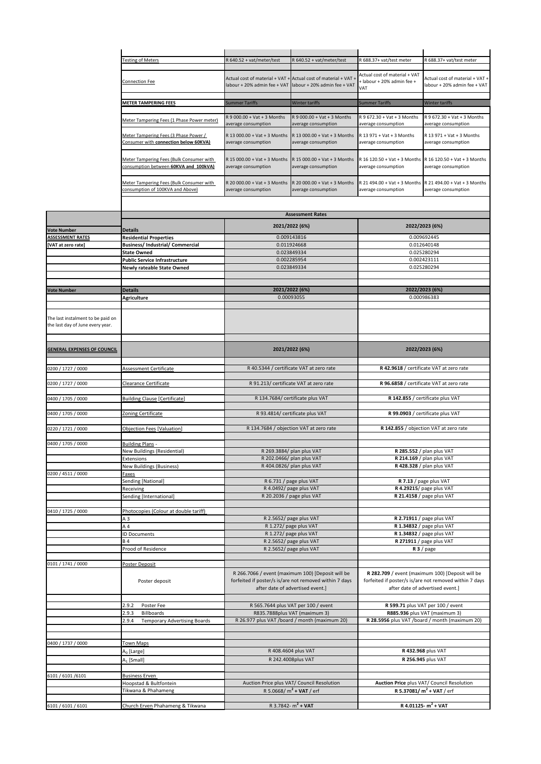| | | | | | |
|---|---|---|---|---|---|
| | Testing of Meters | R 640.52 + vat/meter/test | R 640.52 + vat/meter/test | R 688.37+ vat/test meter | R 688.37+ vat/test meter |
| | Connection Fee | Actual cost of material + VAT + labour + 20% admin fee + VAT | Actual cost of material + VAT + labour + 20% admin fee + VAT | Actual cost of material + VAT + labour + 20% admin fee + VAT | Actual cost of material + VAT + labour + 20% admin fee + VAT |
| | **METER TAMPERING FEES** | Summer Tariffs | Winter tariffs | Summer Tariffs | Winter tariffs |
| | Meter Tampering Fees (1 Phase Power meter) | R 9 000.00 + Vat + 3 Months average consumption | R 9 000.00 + Vat + 3 Months average consumption | R 9 672.30 + Vat + 3 Months average consumption | R 9 672.30 + Vat + 3 Months average consumption |
| | Meter Tampering Fees (3 Phase Power / Consumer with **connection below 60KVA)** | R 13 000.00 + Vat + 3 Months average consumption | R 13 000.00 + Vat + 3 Months average consumption | R 13 971 + Vat + 3 Months average consumption | R 13 971 + Vat + 3 Months average consumption |
| | Meter Tampering Fees (Bulk Consumer with consumption between **60KVA and 100kVA)** | R 15 000.00 + Vat + 3 Months average consumption | R 15 000.00 + Vat + 3 Months average consumption | R 16 120.50 + Vat + 3 Months average consumption | R 16 120.50 + Vat + 3 Months average consumption |
| | Meter Tampering Fees (Bulk Consumer with consumption of 100KVA and Above) | R 20 000.00 + Vat + 3 Months average consumption | R 20 000.00 + Vat + 3 Months average consumption | R 21 494.00 + Vat + 3 Months average consumption | R 21 494.00 + Vat + 3 Months average consumption |

| | **Assessment Rates** | | |
|---|---|---|---|
| **Vote Number** | **Details** | **2021/2022 (6%)** | **2022/2023 (6%)** |
| **ASSESSMENT RATES** | **Residential Properties** | 0.009143816 | 0.009692445 |
| **[VAT at zero rate]** | **Business/ Industrial/ Commercial** | 0.011924668 | 0.012640148 |
| | **State Owned** | 0.023849334 | 0.025280294 |
| | **Public Service Infrastructure** | 0.002285954 | 0.002423111 |
| | **Newly rateable State Owned** | 0.023849334 | 0.025280294 |
| **Vote Number** | **Details** | **2021/2022 (6%)** | **2022/2023 (6%)** |
| | **Agriculture** | 0.00093055 | 0.000986383 |
| The last instalment to be paid on the last day of June every year. | | | |
| **GENERAL EXPENSES OF COUNCIL** | | **2021/2022 (6%)** | **2022/2023 (6%)** |
| 0200 / 1727 / 0000 | Assessment Certificate | R 40.5344 / certificate VAT at zero rate | **R 42.9618** / certificate VAT at zero rate |
| 0200 / 1727 / 0000 | Clearance Certificate | R 91.213/ certificate VAT at zero rate | **R 96.6858** / certificate VAT at zero rate |
| 0400 / 1705 / 0000 | Building Clause [Certificate] | R 134.7684/ certificate plus VAT | **R 142.855** / certificate plus VAT |
| 0400 / 1705 / 0000 | Zoning Certificate | R 93.4814/ certificate plus VAT | **R 99.0903** / certificate plus VAT |
| 0220 / 1721 / 0000 | Objection Fees [Valuation] | R 134.7684 / objection VAT at zero rate | **R 142.855** / objection VAT at zero rate |
| 0400 / 1705 / 0000 | Building Plans - | | |
| | New Buildings (Residential) | R 269.3884/ plan plus VAT | **R 285.552** / plan plus VAT |
| | Extensions | R 202.0466/ plan plus VAT | **R 214.169** / plan plus VAT |
| | New Buildings (Business) | R 404.0826/ plan plus VAT | **R 428.328** / plan plus VAT |
| 0200 / 4511 / 0000 | Faxes | | |
| | Sending [National] | R 6.731 / page plus VAT | **R 7.13** / page plus VAT |
| | Receiving | R 4.0492/ page plus VAT | **R 4.29215**/ page plus VAT |
| | Sending [International] | R 20.2036 / page plus VAT | **R 21.4158** / page plus VAT |
| 0410 / 1725 / 0000 | Photocopies (Colour at double tariff) | | |
| | A 3 | R 2.5652/ page plus VAT | **R 2.71911** / page plus VAT |
| | A 4 | R 1.272/ page plus VAT | **R 1.34832** / page plus VAT |
| | ID Documents | R 1.272/ page plus VAT | **R 1.34832** / page plus VAT |
| | B 4 | R 2.5652/ page plus VAT | **R 271911** / page plus VAT |
| | Prood of Residence | R 2.5652/ page plus VAT | **R 3** / page |
| 0101 / 1741 / 0000 | Poster Deposit | | |
| | Poster deposit | R 266.7066 / event (maximum 100) [Deposit will be forfeited if poster/s is/are not removed within 7 days after date of advertised event.] | **R 282.709** / event (maximum 100) [Deposit will be forfeited if poster/s is/are not removed within 7 days after date of advertised event.] |
| | 2.9.2 Poster Fee | R 565.7644 plus VAT per 100 / event | **R 599.71** plus VAT per 100 / event |
| | 2.9.3 Billboards | R835.7888plus VAT (maximum 3) | **R885.936** plus VAT (maximum 3) |
| | 2.9.4 Temporary Advertising Boards | R 26.977 plus VAT /board / month (maximum 20) | **R 28.5956** plus VAT /board / month (maximum 20) |
| 0400 / 1737 / 0000 | Town Maps | | |
| | $A_0$ [Large] | R 408.4604 plus VAT | **R 432.968** plus VAT |
| | $A_1$ [Small] | R 242.4008plus VAT | **R 256.945** plus VAT |
| 6101 / 6101 /6101 | Business Erven | | |
| | Hoopstad & Bultfontein | Auction Price plus VAT/ Council Resolution | **Auction Price** plus VAT/ Council Resolution |
| | Tikwana & Phahameng | R 5.0668/ $m^2$ **+ VAT** / erf | **R 5.37081/** $m^2$ **+ VAT** / erf |
| 6101 / 6101 / 6101 | Church Erven Phahameng & Tikwana | R 3.7842- $m^2$ **+ VAT** | **R 4.01125-** $m^2$ **+ VAT** |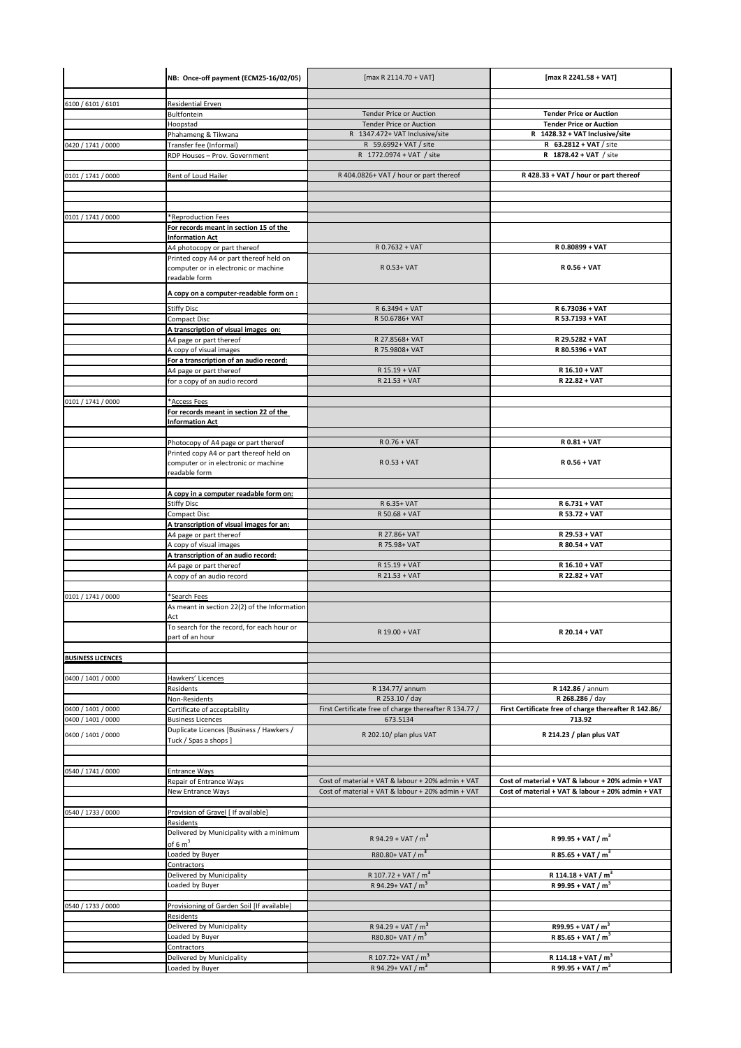| | | | |
|---|---|---|---|
| | NB: Once-off payment (ECM25-16/02/05) | [max R 2114.70 + VAT] | **[max R 2241.58 + VAT]** |
| | | | |
| 6100 / 6101 / 6101 | Residential Erven | | |
| | Bultfontein | Tender Price or Auction | **Tender Price or Auction** |
| | Hoopstad | Tender Price or Auction | **Tender Price or Auction** |
| | Phahameng & Tikwana | R 1347.472+ VAT Inclusive/site | **R 1428.32 + VAT Inclusive/site** |
| 0420 / 1741 / 0000 | Transfer fee (Informal) | R 59.6992+ VAT / site | **R 63.2812 + VAT** / site |
| | RDP Houses – Prov. Government | R 1772.0974 + VAT / site | **R 1878.42 + VAT** / site |
| | | | |
| 0101 / 1741 / 0000 | Rent of Loud Hailer | R 404.0826+ VAT / hour or part thereof | **R 428.33 + VAT / hour or part thereof** |
| | | | |
| 0101 / 1741 / 0000 | *Reproduction Fees | | |
| | **For records meant in section 15 of the Information Act** | | |
| | A4 photocopy or part thereof | R 0.7632 + VAT | **R 0.80899 + VAT** |
| | Printed copy A4 or part thereof held on computer or in electronic or machine readable form | R 0.53+ VAT | **R 0.56 + VAT** |
| | **A copy on a computer-readable form on :** | | |
| | Stiffy Disc | R 6.3494 + VAT | **R 6.73036 + VAT** |
| | Compact Disc | R 50.6786+ VAT | **R 53.7193 + VAT** |
| | **A transcription of visual images on:** | | |
| | A4 page or part thereof | R 27.8568+ VAT | **R 29.5282 + VAT** |
| | A copy of visual images | R 75.9808+ VAT | **R 80.5396 + VAT** |
| | **For a transcription of an audio record:** | | |
| | A4 page or part thereof | R 15.19 + VAT | **R 16.10 + VAT** |
| | for a copy of an audio record | R 21.53 + VAT | **R 22.82 + VAT** |
| | | | |
| 0101 / 1741 / 0000 | *Access Fees | | |
| | **For records meant in section 22 of the Information Act** | | |
| | Photocopy of A4 page or part thereof | R 0.76 + VAT | **R 0.81 + VAT** |
| | Printed copy A4 or part thereof held on computer or in electronic or machine readable form | R 0.53 + VAT | **R 0.56 + VAT** |
| | **A copy in a computer readable form on:** | | |
| | Stiffy Disc | R 6.35+ VAT | **R 6.731 + VAT** |
| | Compact Disc | R 50.68 + VAT | **R 53.72 + VAT** |
| | **A transcription of visual images for an:** | | |
| | A4 page or part thereof | R 27.86+ VAT | **R 29.53 + VAT** |
| | A copy of visual images | R 75.98+ VAT | **R 80.54 + VAT** |
| | **A transcription of an audio record:** | | |
| | A4 page or part thereof | R 15.19 + VAT | **R 16.10 + VAT** |
| | A copy of an audio record | R 21.53 + VAT | **R 22.82 + VAT** |
| | | | |
| 0101 / 1741 / 0000 | *Search Fees | | |
| | As meant in section 22(2) of the Information Act | | |
| | To search for the record, for each hour or part of an hour | R 19.00 + VAT | **R 20.14 + VAT** |
| | | | |
| **BUSINESS LICENCES** | | | |
| | | | |
| 0400 / 1401 / 0000 | Hawkers' Licences | | |
| | Residents | R 134.77/ annum | **R 142.86** / annum |
| | Non-Residents | R 253.10 / day | **R 268.286** / day |
| 0400 / 1401 / 0000 | Certificate of acceptability | First Certificate free of charge thereafter R 134.77 / | **First Certificate free of charge thereafter R 142.86/** |
| 0400 / 1401 / 0000 | Business Licences | 673.5134 | **713.92** |
| 0400 / 1401 / 0000 | Duplicate Licences [Business / Hawkers / Tuck / Spas a shops ] | R 202.10/ plan plus VAT | **R 214.23 / plan plus VAT** |
| | | | |
| 0540 / 1741 / 0000 | Entrance Ways | | |
| | Repair of Entrance Ways | Cost of material + VAT & labour + 20% admin + VAT | **Cost of material + VAT & labour + 20% admin + VAT** |
| | New Entrance Ways | Cost of material + VAT & labour + 20% admin + VAT | **Cost of material + VAT & labour + 20% admin + VAT** |
| | | | |
| 0540 / 1733 / 0000 | Provision of Gravel [ If available] | | |
| | Residents | | |
| | Delivered by Municipality with a minimum of 6 $m^3$ | R 94.29 + VAT / $m^3$ | **R 99.95 + VAT / $m^3$** |
| | Loaded by Buyer | R80.80+ VAT / $m^3$ | **R 85.65 + VAT / $m^3$** |
| | Contractors | | |
| | Delivered by Municipality | R 107.72 + VAT / $m^3$ | **R 114.18 + VAT / $m^3$** |
| | Loaded by Buyer | R 94.29+ VAT / $m^3$ | **R 99.95 + VAT / $m^3$** |
| | | | |
| 0540 / 1733 / 0000 | Provisioning of Garden Soil [If available] | | |
| | Residents | | |
| | Delivered by Municipality | R 94.29 + VAT / $m^3$ | **R99.95 + VAT / $m^3$** |
| | Loaded by Buyer | R80.80+ VAT / $m^3$ | **R 85.65 + VAT / $m^3$** |
| | Contractors | | |
| | Delivered by Municipality | R 107.72+ VAT / $m^3$ | **R 114.18 + VAT / $m^3$** |
| | Loaded by Buyer | R 94.29+ VAT / $m^3$ | **R 99.95 + VAT / $m^3$** |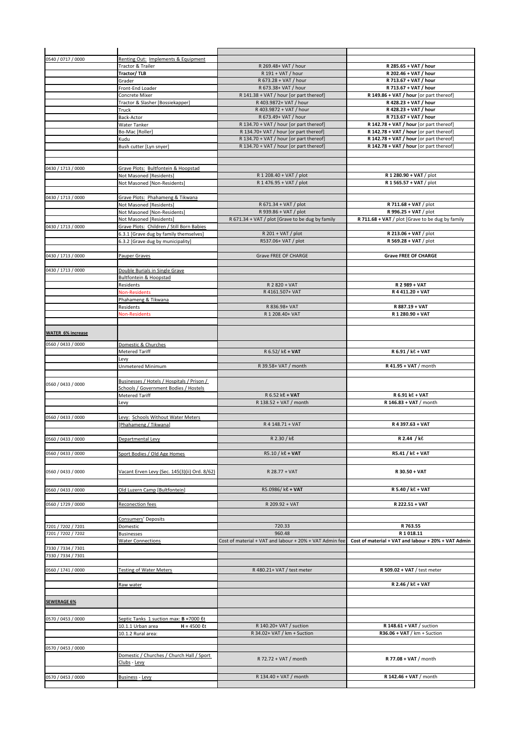| | | | |
|---|---|---|---|
| 0540 / 0717 / 0000 | Renting Out: Implements & Equipment | | |
| | Tractor & Trailer | R 269.48+ VAT / hour | **R 285.65 + VAT / hour** |
| | **Tractor/ TLB** | R 191 + VAT / hour | **R 202.46 + VAT / hour** |
| | Grader | R 673.28 + VAT / hour | **R 713.67 + VAT / hour** |
| | Front-End Loader | R 673.38+ VAT / hour | **R 713.67 + VAT / hour** |
| | Concrete Mixer | R 141.38 + VAT / hour [or part thereof] | **R 149.86 + VAT / hour** [or part thereof] |
| | Tractor & Slasher [Bossiekapper] | R 403.9872+ VAT / hour | **R 428.23 + VAT / hour** |
| | Truck | R 403.9872 + VAT / hour | **R 428.23 + VAT / hour** |
| | Back-Actor | R 673.49+ VAT / hour | **R 713.67 + VAT / hour** |
| | Water Tanker | R 134.70 + VAT / hour [or part thereof] | **R 142.78 + VAT / hour** [or part thereof] |
| | Bo-Mac [Roller] | R 134.70+ VAT / hour [or part thereof] | **R 142.78 + VAT / hour** [or part thereof] |
| | Kudu | R 134.70 + VAT / hour [or part thereof] | **R 142.78 + VAT / hour** [or part thereof] |
| | Bush cutter [Lyn snyer] | R 134.70 + VAT / hour [or part thereof] | **R 142.78 + VAT / hour** [or part thereof] |
| | | | |
| 0430 / 1713 / 0000 | Grave Plots: Bultfontein & Hoopstad | | |
| | Not Masoned [Residents] | R 1 208.40 + VAT / plot | **R 1 280.90 + VAT** / plot |
| | Not Masoned [Non-Residents] | R 1 476.95 + VAT / plot | **R 1 565.57 + VAT** / plot |
| | | | |
| 0430 / 1713 / 0000 | Grave Plots: Phahameng & Tikwana | | |
| | Not Masoned [Residents] | R 671.34 + VAT / plot | **R 711.68 + VAT** / plot |
| | Not Masoned [Non-Residents] | R 939.86 + VAT / plot | **R 996.25 + VAT** / plot |
| | Not Masoned [Residents] | R 671.34 + VAT / plot [Grave to be dug by family | **R 711.68 + VAT** / plot [Grave to be dug by family |
| 0430 / 1713 / 0000 | Grave Plots: Children / Still Born Babies | | |
| | 6.3.1 [Grave dug by family themselves] | R 201 + VAT / plot | **R 213.06 + VAT** / plot |
| | 6.3.2 [Grave dug by municipality] | R537.06+ VAT / plot | **R 569.28 + VAT** / plot |
| | | | |
| 0430 / 1713 / 0000 | Pauper Graves | Grave FREE OF CHARGE | **Grave FREE OF CHARGE** |
| | | | |
| 0430 / 1713 / 0000 | Double Burials in Single Grave | | |
| | Bultfontein & Hoopstad | | |
| | Residents | R 2 820 + VAT | **R 2 989 + VAT** |
| | Non-Residents | R 4161.507+ VAT | **R 4 411.20 + VAT** |
| | Phahameng & Tikwana | | |
| | Residents | R 836.98+ VAT | **R 887.19 + VAT** |
| | Non-Residents | R 1 208.40+ VAT | **R 1 280.90 + VAT** |
| | | | |
| **WATER 6% increase** | | | |
| 0560 / 0433 / 0000 | Domestic & Churches | | |
| | Metered Tariff | R 6.52/ kℓ **+ VAT** | **R 6.91 / kℓ + VAT** |
| | Levy | | |
| | Unmetered Minimum | R 39.58+ VAT / month | **R 41.95 + VAT** / month |
| | | | |
| 0560 / 0433 / 0000 | Businesses / Hotels / Hospitals / Prison / Schools / Government Bodies / Hostels | | |
| | Metered Tariff | R 6.52 kℓ **+ VAT** | **R 6.91 kℓ + VAT** |
| | Levy | R 138.52 + VAT / month | **R 146.83 + VAT** / month |
| | | | |
| 0560 / 0433 / 0000 | Levy: Schools Without Water Meters | | |
| | [Phahameng / Tikwana] | R 4 148.71 + VAT | **R 4 397.63 + VAT** |
| | | | |
| 0560 / 0433 / 0000 | Departmental Levy | R 2.30 / kℓ | **R 2.44 / kℓ** |
| | | | |
| 0560 / 0433 / 0000 | Sport Bodies / Old Age Homes | R5.10 / kℓ **+ VAT** | **R5.41 / kℓ + VAT** |
| | | | |
| 0560 / 0433 / 0000 | Vacant Erven Levy (Sec. 145(3)(ii) Ord. 8/62) | R 28.77 + VAT | **R 30.50 + VAT** |
| | | | |
| 0560 / 0433 / 0000 | Old Luzern Camp [Bultfontein] | R5.0986/ kℓ **+ VAT** | **R 5.40 / kℓ + VAT** |
| | | | |
| 0560 / 1729 / 0000 | Reconection fees | R 209.92 + VAT | **R 222.51 + VAT** |
| | | | |
| | Consumers' Deposits | | |
| 7201 / 7202 / 7201 | Domestic | 720.33 | **R 763.55** |
| 7201 / 7202 / 7202 | Businesses | 960.48 | **R 1 018.11** |
| | Water Connections | Cost of material + VAT and labour + 20% + VAT Admin fee | **Cost of material + VAT and labour + 20% + VAT Admin** |
| 7330 / 7334 / 7301 | | | |
| 7330 / 7334 / 7301 | | | |
| | | | |
| 0560 / 1741 / 0000 | Testing of Water Meters | R 480.21+ VAT / test meter | **R 509.02 + VAT** / test meter |
| | | | |
| | Raw water | | **R 2.46 / kℓ + VAT** |
| | | | |
| **SEWERAGE 6%** | | | |
| | | | |
| 0570 / 0453 / 0000 | Septic Tanks 1 suction max: **B** =7000 ℓt | | |
| | 10.1.1 Urban area **H** = 4500 ℓt | R 140.20+ VAT / suction | **R 148.61 + VAT** / suction |
| | 10.1.2 Rural area: | R 34.02+ VAT / km + Suction | **R36.06 + VAT** / km + Suction |
| | | | |
| 0570 / 0453 / 0000 | | | |
| | Domestic / Churches / Church Hall / Sport Clubs - Levy | R 72.72 + VAT / month | **R 77.08 + VAT** / month |
| | | | |
| 0570 / 0453 / 0000 | Business - Levy | R 134.40 + VAT / month | **R 142.46 + VAT** / month |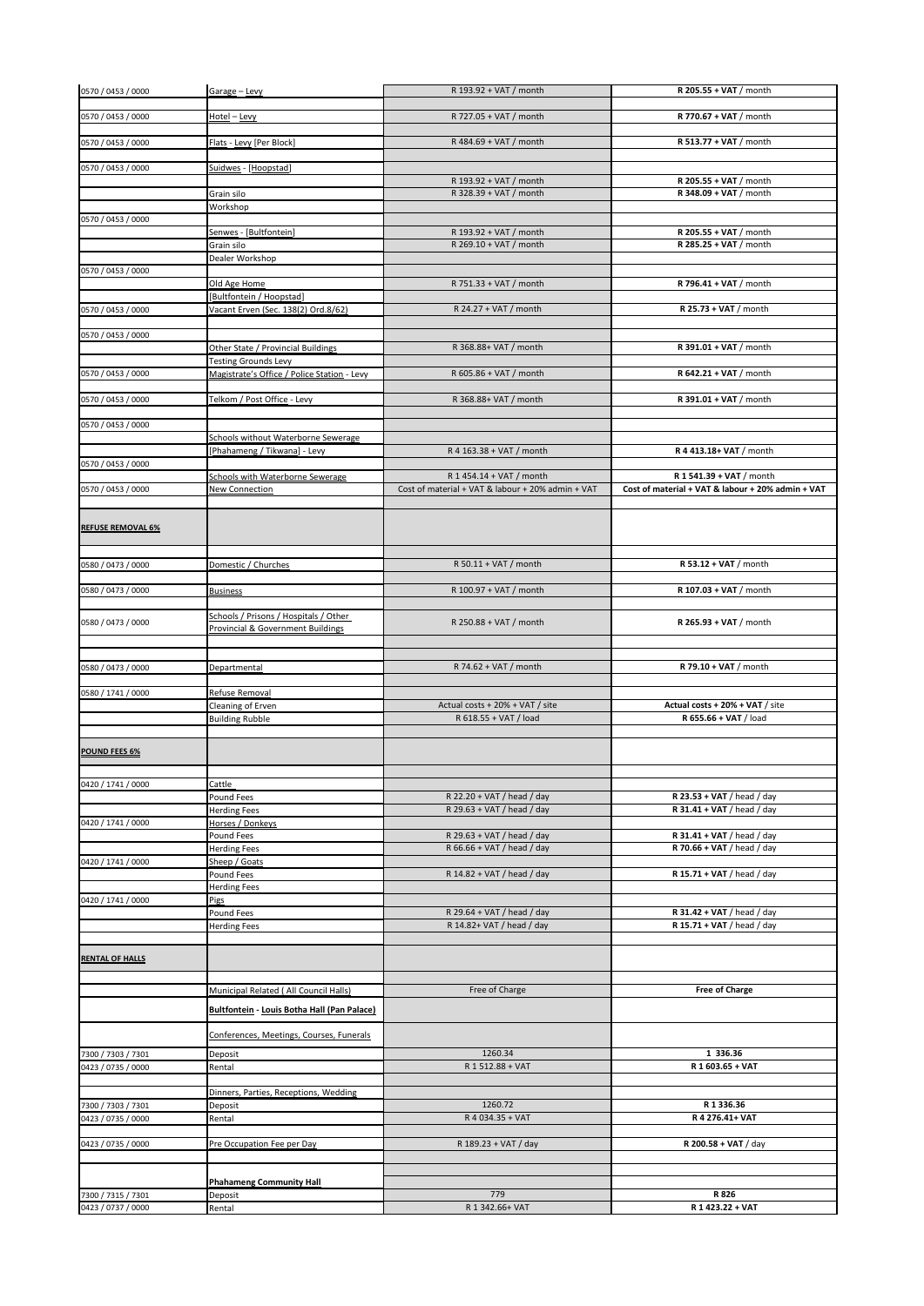| | | | |
|---|---|---|---|
| 0570 / 0453 / 0000 | Garage – Levy | R 193.92 + VAT / month | **R 205.55 + VAT** / month |
| 0570 / 0453 / 0000 | Hotel – Levy | R 727.05 + VAT / month | **R 770.67 + VAT** / month |
| 0570 / 0453 / 0000 | Flats - Levy [Per Block] | R 484.69 + VAT / month | **R 513.77 + VAT** / month |
| 0570 / 0453 / 0000 | Suidwes - [Hoopstad] | | |
| | | R 193.92 + VAT / month | **R 205.55 + VAT** / month |
| | Grain silo | R 328.39 + VAT / month | **R 348.09 + VAT** / month |
| | Workshop | | |
| 0570 / 0453 / 0000 | | | |
| | Senwes - [Bultfontein] | R 193.92 + VAT / month | **R 205.55 + VAT** / month |
| | Grain silo | R 269.10 + VAT / month | **R 285.25 + VAT** / month |
| | Dealer Workshop | | |
| 0570 / 0453 / 0000 | | | |
| | Old Age Home | R 751.33 + VAT / month | **R 796.41 + VAT** / month |
| | [Bultfontein / Hoopstad] | | |
| 0570 / 0453 / 0000 | Vacant Erven (Sec. 138(2) Ord.8/62) | R 24.27 + VAT / month | **R 25.73 + VAT** / month |
| 0570 / 0453 / 0000 | | | |
| | Other State / Provincial Buildings | R 368.88+ VAT / month | **R 391.01 + VAT** / month |
| | Testing Grounds Levy | | |
| 0570 / 0453 / 0000 | Magistrate's Office / Police Station - Levy | R 605.86 + VAT / month | **R 642.21 + VAT** / month |
| 0570 / 0453 / 0000 | Telkom / Post Office - Levy | R 368.88+ VAT / month | **R 391.01 + VAT** / month |
| 0570 / 0453 / 0000 | | | |
| | Schools without Waterborne Sewerage | | |
| | [Phahameng / Tikwana] - Levy | R 4 163.38 + VAT / month | **R 4 413.18+ VAT** / month |
| 0570 / 0453 / 0000 | | | |
| | Schools with Waterborne Sewerage | R 1 454.14 + VAT / month | **R 1 541.39 + VAT** / month |
| 0570 / 0453 / 0000 | New Connection | Cost of material + VAT & labour + 20% admin + VAT | **Cost of material + VAT & labour + 20% admin + VAT** |
| **REFUSE REMOVAL 6%** | | | |
| 0580 / 0473 / 0000 | Domestic / Churches | R 50.11 + VAT / month | **R 53.12 + VAT** / month |
| 0580 / 0473 / 0000 | Business | R 100.97 + VAT / month | **R 107.03 + VAT** / month |
| 0580 / 0473 / 0000 | Schools / Prisons / Hospitals / Other Provincial & Government Buildings | R 250.88 + VAT / month | **R 265.93 + VAT** / month |
| 0580 / 0473 / 0000 | Departmental | R 74.62 + VAT / month | **R 79.10 + VAT** / month |
| 0580 / 1741 / 0000 | Refuse Removal | | |
| | Cleaning of Erven | Actual costs + 20% + VAT / site | **Actual costs + 20% + VAT** / site |
| | Building Rubble | R 618.55 + VAT / load | **R 655.66 + VAT** / load |
| **POUND FEES 6%** | | | |
| 0420 / 1741 / 0000 | Cattle | | |
| | Pound Fees | R 22.20 + VAT / head / day | **R 23.53 + VAT** / head / day |
| | Herding Fees | R 29.63 + VAT / head / day | **R 31.41 + VAT** / head / day |
| 0420 / 1741 / 0000 | Horses / Donkeys | | |
| | Pound Fees | R 29.63 + VAT / head / day | **R 31.41 + VAT** / head / day |
| | Herding Fees | R 66.66 + VAT / head / day | **R 70.66 + VAT** / head / day |
| 0420 / 1741 / 0000 | Sheep / Goats | | |
| | Pound Fees | R 14.82 + VAT / head / day | **R 15.71 + VAT** / head / day |
| | Herding Fees | | |
| 0420 / 1741 / 0000 | Pigs | | |
| | Pound Fees | R 29.64 + VAT / head / day | **R 31.42 + VAT** / head / day |
| | Herding Fees | R 14.82+ VAT / head / day | **R 15.71 + VAT** / head / day |
| **RENTAL OF HALLS** | | | |
| | Municipal Related ( All Council Halls) | Free of Charge | **Free of Charge** |
| | **Bultfontein - Louis Botha Hall (Pan Palace)** | | |
| | Conferences, Meetings, Courses, Funerals | | |
| 7300 / 7303 / 7301 | Deposit | 1260.34 | **1 336.36** |
| 0423 / 0735 / 0000 | Rental | R 1 512.88 + VAT | **R 1 603.65 + VAT** |
| | Dinners, Parties, Receptions, Wedding | | |
| 7300 / 7303 / 7301 | Deposit | 1260.72 | **R 1 336.36** |
| 0423 / 0735 / 0000 | Rental | R 4 034.35 + VAT | **R 4 276.41+ VAT** |
| 0423 / 0735 / 0000 | Pre Occupation Fee per Day | R 189.23 + VAT / day | **R 200.58 + VAT** / day |
| | **Phahameng Community Hall** | | |
| 7300 / 7315 / 7301 | Deposit | 779 | **R 826** |
| 0423 / 0737 / 0000 | Rental | R 1 342.66+ VAT | **R 1 423.22 + VAT** |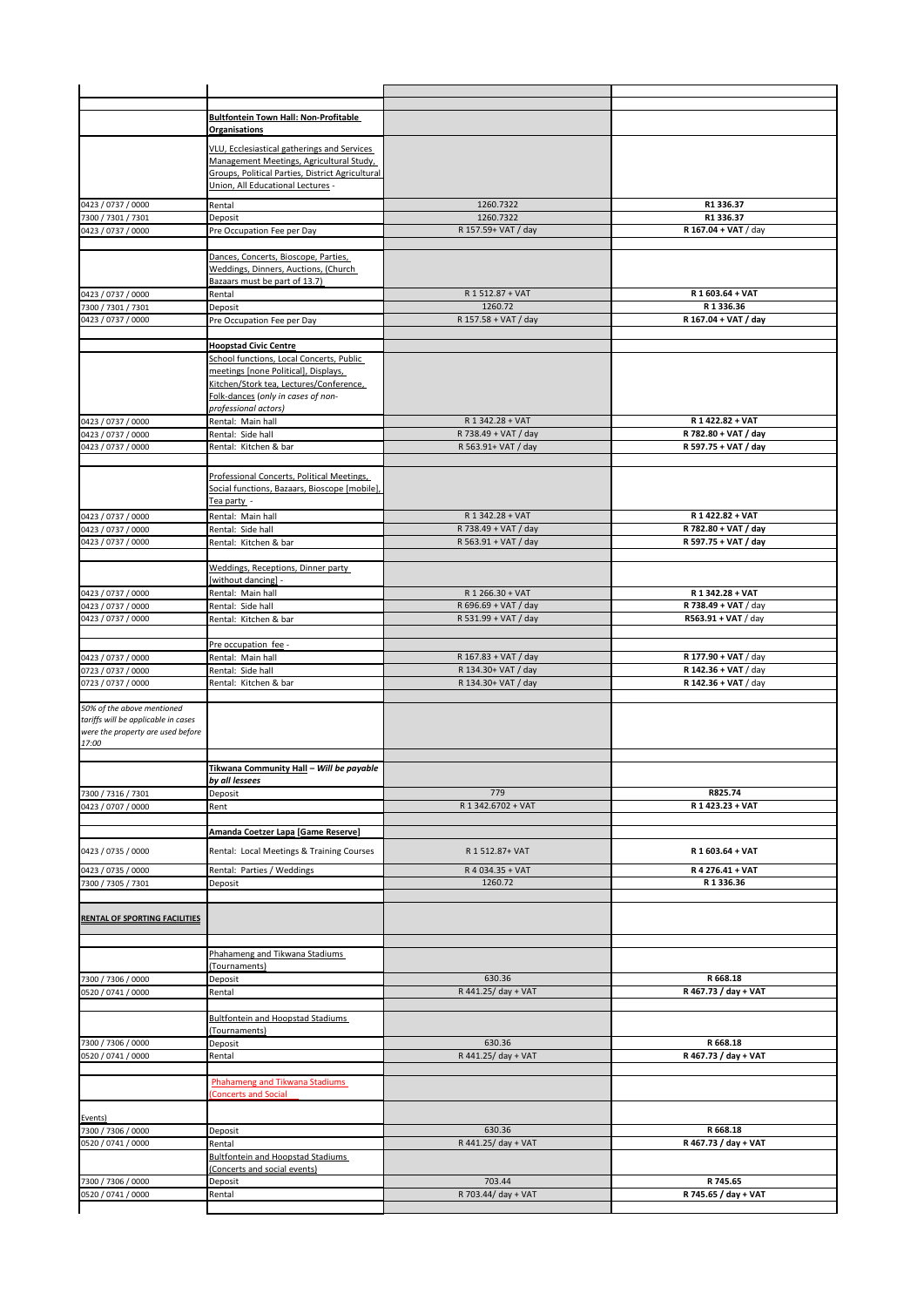| | | | |
|---|---|---|---|
| | | | |
| | **Bultfontein Town Hall: Non-Profitable Organisations** | | |
| | VLU, Ecclesiastical gatherings and Services Management Meetings, Agricultural Study, Groups, Political Parties, District Agricultural Union, All Educational Lectures - | | |
| 0423 / 0737 / 0000 | Rental | 1260.7322 | **R1 336.37** |
| 7300 / 7301 / 7301 | Deposit | 1260.7322 | **R1 336.37** |
| 0423 / 0737 / 0000 | Pre Occupation Fee per Day | R 157.59+ VAT / day | **R 167.04 + VAT** / day |
| | | | |
| | Dances, Concerts, Bioscope, Parties, Weddings, Dinners, Auctions, (Church Bazaars must be part of 13.7) | | |
| 0423 / 0737 / 0000 | Rental | R 1 512.87 + VAT | **R 1 603.64 + VAT** |
| 7300 / 7301 / 7301 | Deposit | 1260.72 | **R 1 336.36** |
| 0423 / 0737 / 0000 | Pre Occupation Fee per Day | R 157.58 + VAT / day | **R 167.04 + VAT / day** |
| | | | |
| | **Hoopstad Civic Centre** | | |
| | School functions, Local Concerts, Public meetings [none Political], Displays, Kitchen/Stork tea, Lectures/Conference, Folk-dances (*only in cases of non-professional actors)* | | |
| 0423 / 0737 / 0000 | Rental: Main hall | R 1 342.28 + VAT | **R 1 422.82 + VAT** |
| 0423 / 0737 / 0000 | Rental: Side hall | R 738.49 + VAT / day | **R 782.80 + VAT / day** |
| 0423 / 0737 / 0000 | Rental: Kitchen & bar | R 563.91+ VAT / day | **R 597.75 + VAT / day** |
| | | | |
| | Professional Concerts, Political Meetings, Social functions, Bazaars, Bioscope [mobile], Tea party - | | |
| 0423 / 0737 / 0000 | Rental: Main hall | R 1 342.28 + VAT | **R 1 422.82 + VAT** |
| 0423 / 0737 / 0000 | Rental: Side hall | R 738.49 + VAT / day | **R 782.80 + VAT / day** |
| 0423 / 0737 / 0000 | Rental: Kitchen & bar | R 563.91 + VAT / day | **R 597.75 + VAT / day** |
| | | | |
| | Weddings, Receptions, Dinner party (without dancing) - | | |
| 0423 / 0737 / 0000 | Rental: Main hall | R 1 266.30 + VAT | **R 1 342.28 + VAT** |
| 0423 / 0737 / 0000 | Rental: Side hall | R 696.69 + VAT / day | **R 738.49 + VAT** / day |
| 0423 / 0737 / 0000 | Rental: Kitchen & bar | R 531.99 + VAT / day | **R563.91 + VAT** / day |
| | | | |
| | Pre occupation fee - | | |
| 0423 / 0737 / 0000 | Rental: Main hall | R 167.83 + VAT / day | **R 177.90 + VAT** / day |
| 0723 / 0737 / 0000 | Rental: Side hall | R 134.30+ VAT / day | **R 142.36 + VAT** / day |
| 0723 / 0737 / 0000 | Rental: Kitchen & bar | R 134.30+ VAT / day | **R 142.36 + VAT** / day |
| | | | |
| *50% of the above mentioned tariffs will be applicable in cases were the property are used before 17:00* | | | |
| | | | |
| | **Tikwana Community Hall** – ***Will be payable by all lessees*** | | |
| 7300 / 7316 / 7301 | Deposit | 779 | **R825.74** |
| 0423 / 0707 / 0000 | Rent | R 1 342.6702 + VAT | **R 1 423.23 + VAT** |
| | | | |
| | **Amanda Coetzer Lapa [Game Reserve]** | | |
| 0423 / 0735 / 0000 | Rental: Local Meetings & Training Courses | R 1 512.87+ VAT | **R 1 603.64 + VAT** |
| 0423 / 0735 / 0000 | Rental: Parties / Weddings | R 4 034.35 + VAT | **R 4 276.41 + VAT** |
| 7300 / 7305 / 7301 | Deposit | 1260.72 | **R 1 336.36** |
| | | | |
| **RENTAL OF SPORTING FACILITIES** | | | |
| | | | |
| | Phahameng and Tikwana Stadiums (Tournaments) | | |
| 7300 / 7306 / 0000 | Deposit | 630.36 | **R 668.18** |
| 0520 / 0741 / 0000 | Rental | R 441.25/ day + VAT | **R 467.73 / day + VAT** |
| | | | |
| | Bultfontein and Hoopstad Stadiums (Tournaments) | | |
| 7300 / 7306 / 0000 | Deposit | 630.36 | **R 668.18** |
| 0520 / 0741 / 0000 | Rental | R 441.25/ day + VAT | **R 467.73 / day + VAT** |
| | | | |
| | Phahameng and Tikwana Stadiums (Concerts and Social | | |
| Events) | | | |
| 7300 / 7306 / 0000 | Deposit | 630.36 | **R 668.18** |
| 0520 / 0741 / 0000 | Rental | R 441.25/ day + VAT | **R 467.73 / day + VAT** |
| | Bultfontein and Hoopstad Stadiums (Concerts and social events) | | |
| 7300 / 7306 / 0000 | Deposit | 703.44 | **R 745.65** |
| 0520 / 0741 / 0000 | Rental | R 703.44/ day + VAT | **R 745.65 / day + VAT** |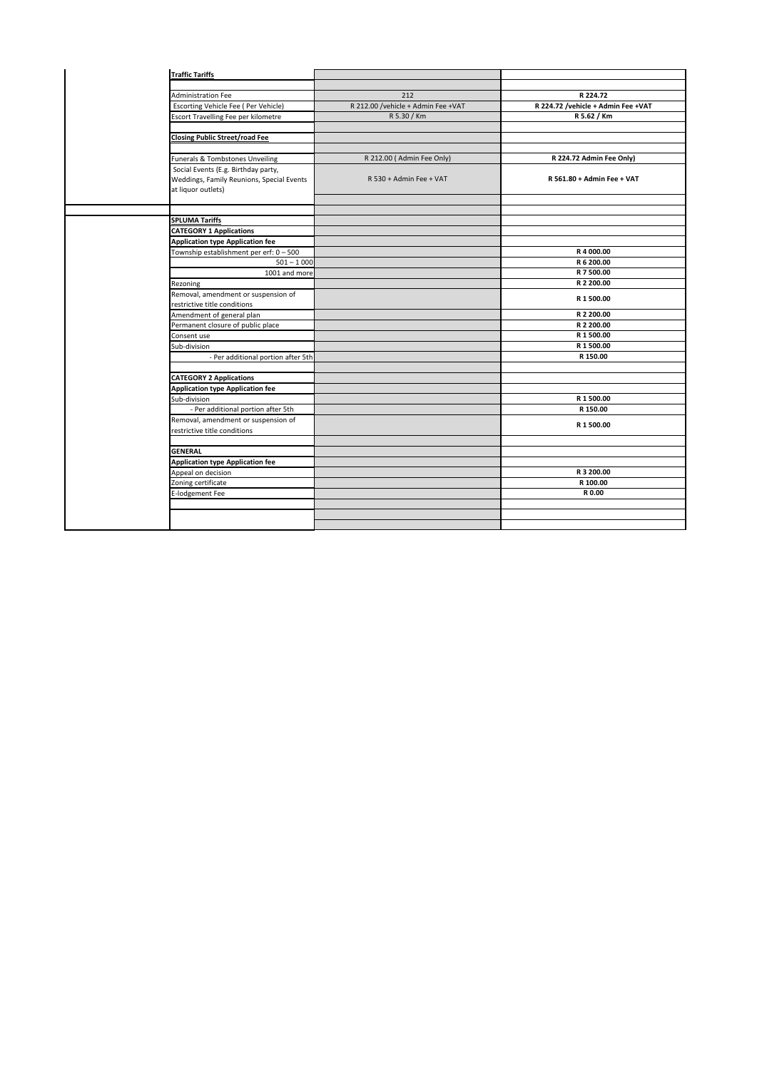| | | |
|---|---|---|
| **Traffic Tariffs** | | |
| | | |
| Administration Fee | 212 | **R 224.72** |
| Escorting Vehicle Fee ( Per Vehicle) | R 212.00 /vehicle + Admin Fee +VAT | **R 224.72 /vehicle + Admin Fee +VAT** |
| Escort Travelling Fee per kilometre | R 5.30 / Km | **R 5.62 / Km** |
| | | |
| **Closing Public Street/road Fee** | | |
| | | |
| Funerals & Tombstones Unveiling | R 212.00 ( Admin Fee Only) | **R 224.72 Admin Fee Only)** |
| Social Events (E.g. Birthday party, Weddings, Family Reunions, Special Events at liquor outlets) | R 530 + Admin Fee + VAT | **R 561.80 + Admin Fee + VAT** |
| | | |
| | | |
| **SPLUMA Tariffs** | | |
| **CATEGORY 1 Applications** | | |
| **Application type Application fee** | | |
| Township establishment per erf: 0 – 500 | | **R 4 000.00** |
| 501 – 1 000 | | **R 6 200.00** |
| 1001 and more | | **R 7 500.00** |
| Rezoning | | **R 2 200.00** |
| Removal, amendment or suspension of restrictive title conditions | | **R 1 500.00** |
| Amendment of general plan | | **R 2 200.00** |
| Permanent closure of public place | | **R 2 200.00** |
| Consent use | | **R 1 500.00** |
| Sub-division | | **R 1 500.00** |
| - Per additional portion after 5th | | **R 150.00** |
| | | |
| **CATEGORY 2 Applications** | | |
| **Application type Application fee** | | |
| Sub-division | | **R 1 500.00** |
| - Per additional portion after 5th | | **R 150.00** |
| Removal, amendment or suspension of restrictive title conditions | | **R 1 500.00** |
| | | |
| **GENERAL** | | |
| **Application type Application fee** | | |
| Appeal on decision | | **R 3 200.00** |
| Zoning certificate | | **R 100.00** |
| E-lodgement Fee | | **R 0.00** |